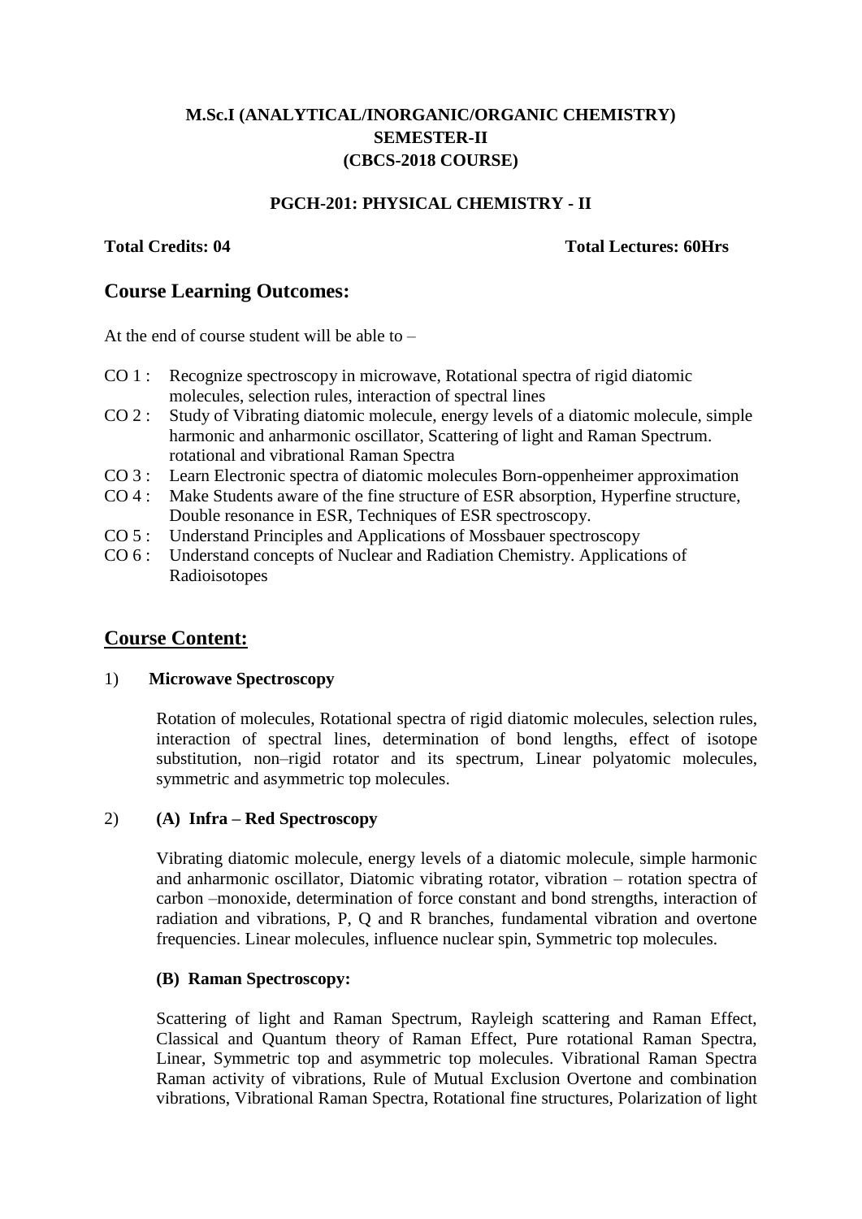**M.Sc.I (ANALYTICAL/INORGANIC/ORGANIC CHEMISTRY)**
**SEMESTER-II**
**(CBCS-2018 COURSE)**

**PGCH-201: PHYSICAL CHEMISTRY - II**

**Total Credits: 04** **Total Lectures: 60Hrs**

## Course Learning Outcomes:

At the end of course student will be able to –

- CO 1 : Recognize spectroscopy in microwave, Rotational spectra of rigid diatomic molecules, selection rules, interaction of spectral lines
- CO 2 : Study of Vibrating diatomic molecule, energy levels of a diatomic molecule, simple harmonic and anharmonic oscillator, Scattering of light and Raman Spectrum. rotational and vibrational Raman Spectra
- CO 3 : Learn Electronic spectra of diatomic molecules Born-oppenheimer approximation
- CO 4 : Make Students aware of the fine structure of ESR absorption, Hyperfine structure, Double resonance in ESR, Techniques of ESR spectroscopy.
- CO 5 : Understand Principles and Applications of Mossbauer spectroscopy
- CO 6 : Understand concepts of Nuclear and Radiation Chemistry. Applications of Radioisotopes

## Course Content:

1) **Microwave Spectroscopy**

Rotation of molecules, Rotational spectra of rigid diatomic molecules, selection rules, interaction of spectral lines, determination of bond lengths, effect of isotope substitution, non–rigid rotator and its spectrum, Linear polyatomic molecules, symmetric and asymmetric top molecules.

2) **(A) Infra – Red Spectroscopy**

Vibrating diatomic molecule, energy levels of a diatomic molecule, simple harmonic and anharmonic oscillator, Diatomic vibrating rotator, vibration – rotation spectra of carbon –monoxide, determination of force constant and bond strengths, interaction of radiation and vibrations, P, Q and R branches, fundamental vibration and overtone frequencies. Linear molecules, influence nuclear spin, Symmetric top molecules.

**(B) Raman Spectroscopy:**

Scattering of light and Raman Spectrum, Rayleigh scattering and Raman Effect, Classical and Quantum theory of Raman Effect, Pure rotational Raman Spectra, Linear, Symmetric top and asymmetric top molecules. Vibrational Raman Spectra Raman activity of vibrations, Rule of Mutual Exclusion Overtone and combination vibrations, Vibrational Raman Spectra, Rotational fine structures, Polarization of light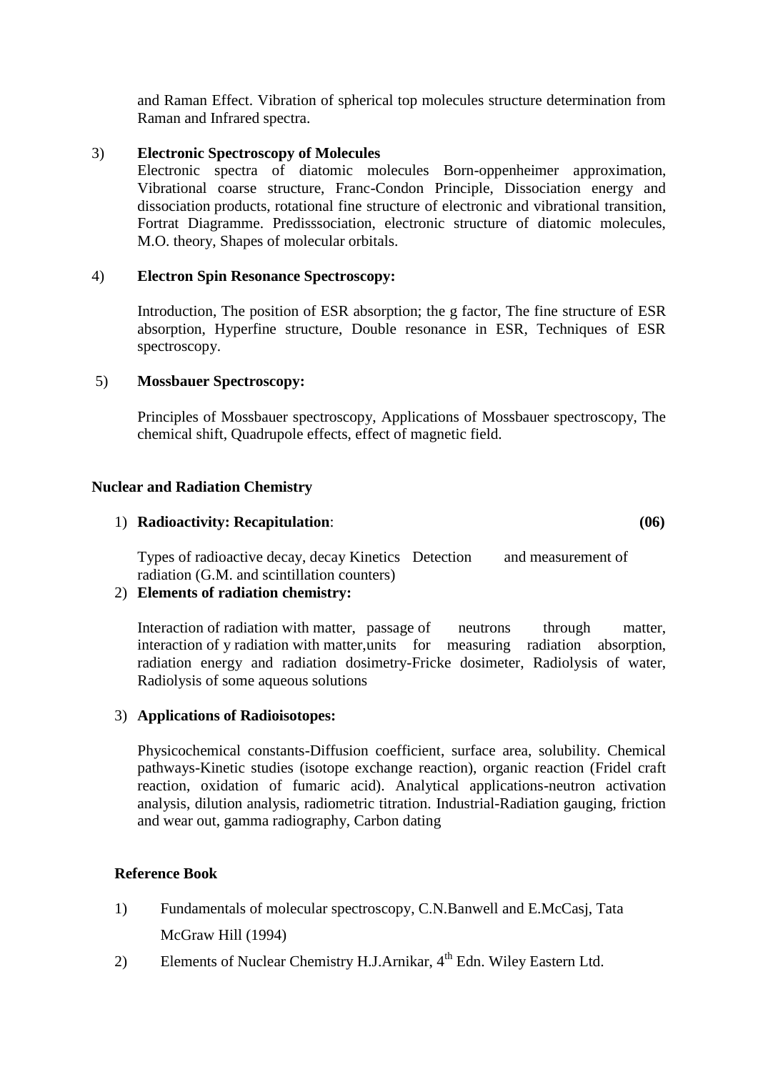and Raman Effect. Vibration of spherical top molecules structure determination from Raman and Infrared spectra.

3) **Electronic Spectroscopy of Molecules**

Electronic spectra of diatomic molecules Born-oppenheimer approximation, Vibrational coarse structure, Franc-Condon Principle, Dissociation energy and dissociation products, rotational fine structure of electronic and vibrational transition, Fortrat Diagramme. Predisssociation, electronic structure of diatomic molecules, M.O. theory, Shapes of molecular orbitals.

4) **Electron Spin Resonance Spectroscopy:**

Introduction, The position of ESR absorption; the g factor, The fine structure of ESR absorption, Hyperfine structure, Double resonance in ESR, Techniques of ESR spectroscopy.

5) **Mossbauer Spectroscopy:**

Principles of Mossbauer spectroscopy, Applications of Mossbauer spectroscopy, The chemical shift, Quadrupole effects, effect of magnetic field.

**Nuclear and Radiation Chemistry**

1) **Radioactivity: Recapitulation**: **(06)**

Types of radioactive decay, decay Kinetics Detection and measurement of radiation (G.M. and scintillation counters)

2) **Elements of radiation chemistry:**

Interaction of radiation with matter, passage of neutrons through matter, interaction of y radiation with matter,units for measuring radiation absorption, radiation energy and radiation dosimetry-Fricke dosimeter, Radiolysis of water, Radiolysis of some aqueous solutions

3) **Applications of Radioisotopes:**

Physicochemical constants-Diffusion coefficient, surface area, solubility. Chemical pathways-Kinetic studies (isotope exchange reaction), organic reaction (Fridel craft reaction, oxidation of fumaric acid). Analytical applications-neutron activation analysis, dilution analysis, radiometric titration. Industrial-Radiation gauging, friction and wear out, gamma radiography, Carbon dating

**Reference Book**

1) Fundamentals of molecular spectroscopy, C.N.Banwell and E.McCasj, Tata McGraw Hill (1994)
2) Elements of Nuclear Chemistry H.J.Arnikar, 4th Edn. Wiley Eastern Ltd.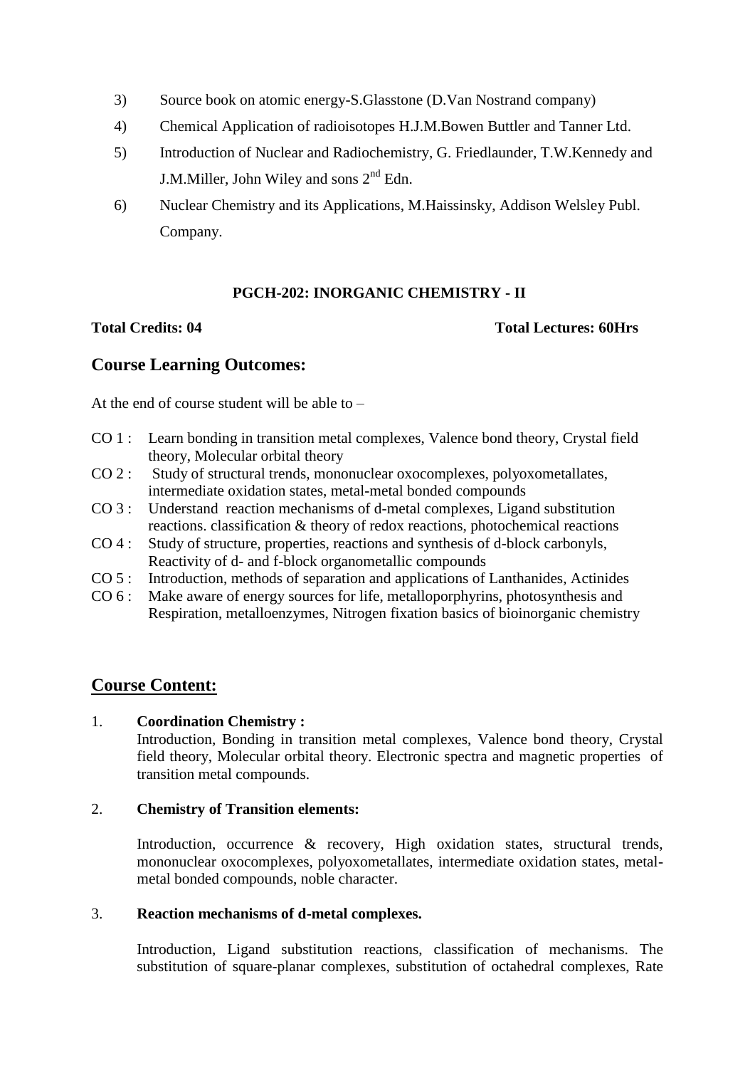3) Source book on atomic energy-S.Glasstone (D.Van Nostrand company)

4) Chemical Application of radioisotopes H.J.M.Bowen Buttler and Tanner Ltd.

5) Introduction of Nuclear and Radiochemistry, G. Friedlaunder, T.W.Kennedy and J.M.Miller, John Wiley and sons 2nd Edn.

6) Nuclear Chemistry and its Applications, M.Haissinsky, Addison Welsley Publ. Company.

**PGCH-202: INORGANIC CHEMISTRY - II**

**Total Credits: 04** **Total Lectures: 60Hrs**

## Course Learning Outcomes:

At the end of course student will be able to –

- CO 1 : Learn bonding in transition metal complexes, Valence bond theory, Crystal field theory, Molecular orbital theory
- CO 2 : Study of structural trends, mononuclear oxocomplexes, polyoxometallates, intermediate oxidation states, metal-metal bonded compounds
- CO 3 : Understand reaction mechanisms of d-metal complexes, Ligand substitution reactions. classification & theory of redox reactions, photochemical reactions
- CO 4 : Study of structure, properties, reactions and synthesis of d-block carbonyls, Reactivity of d- and f-block organometallic compounds
- CO 5 : Introduction, methods of separation and applications of Lanthanides, Actinides
- CO 6 : Make aware of energy sources for life, metalloporphyrins, photosynthesis and Respiration, metalloenzymes, Nitrogen fixation basics of bioinorganic chemistry

## Course Content:

1. **Coordination Chemistry :**

   Introduction, Bonding in transition metal complexes, Valence bond theory, Crystal field theory, Molecular orbital theory. Electronic spectra and magnetic properties of transition metal compounds.

2. **Chemistry of Transition elements:**

   Introduction, occurrence & recovery, High oxidation states, structural trends, mononuclear oxocomplexes, polyoxometallates, intermediate oxidation states, metal-metal bonded compounds, noble character.

3. **Reaction mechanisms of d-metal complexes.**

   Introduction, Ligand substitution reactions, classification of mechanisms. The substitution of square-planar complexes, substitution of octahedral complexes, Rate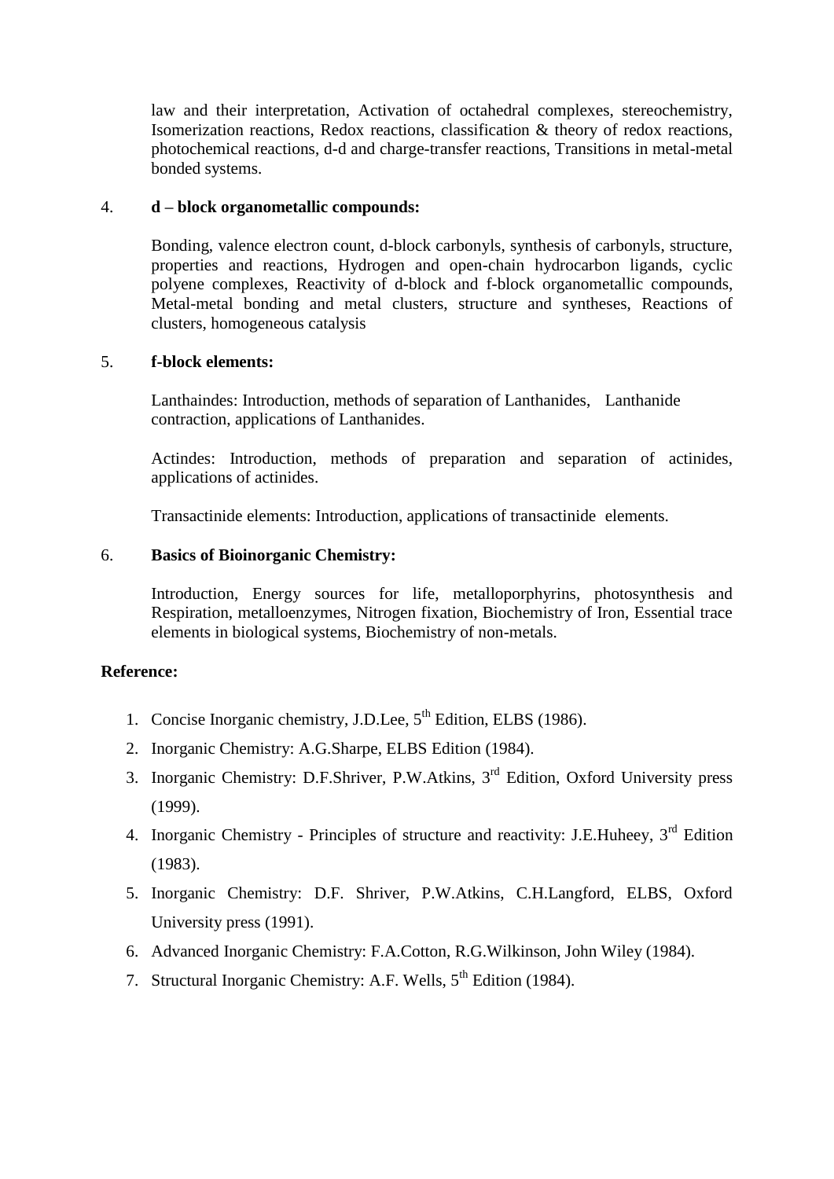law and their interpretation, Activation of octahedral complexes, stereochemistry, Isomerization reactions, Redox reactions, classification & theory of redox reactions, photochemical reactions, d-d and charge-transfer reactions, Transitions in metal-metal bonded systems.

4. **d – block organometallic compounds:**

Bonding, valence electron count, d-block carbonyls, synthesis of carbonyls, structure, properties and reactions, Hydrogen and open-chain hydrocarbon ligands, cyclic polyene complexes, Reactivity of d-block and f-block organometallic compounds, Metal-metal bonding and metal clusters, structure and syntheses, Reactions of clusters, homogeneous catalysis

5. **f-block elements:**

Lanthaindes: Introduction, methods of separation of Lanthanides, Lanthanide contraction, applications of Lanthanides.

Actindes: Introduction, methods of preparation and separation of actinides, applications of actinides.

Transactinide elements: Introduction, applications of transactinide elements.

6. **Basics of Bioinorganic Chemistry:**

Introduction, Energy sources for life, metalloporphyrins, photosynthesis and Respiration, metalloenzymes, Nitrogen fixation, Biochemistry of Iron, Essential trace elements in biological systems, Biochemistry of non-metals.

**Reference:**

1. Concise Inorganic chemistry, J.D.Lee, 5th Edition, ELBS (1986).
2. Inorganic Chemistry: A.G.Sharpe, ELBS Edition (1984).
3. Inorganic Chemistry: D.F.Shriver, P.W.Atkins, 3rd Edition, Oxford University press (1999).
4. Inorganic Chemistry - Principles of structure and reactivity: J.E.Huheey, 3rd Edition (1983).
5. Inorganic Chemistry: D.F. Shriver, P.W.Atkins, C.H.Langford, ELBS, Oxford University press (1991).
6. Advanced Inorganic Chemistry: F.A.Cotton, R.G.Wilkinson, John Wiley (1984).
7. Structural Inorganic Chemistry: A.F. Wells, 5th Edition (1984).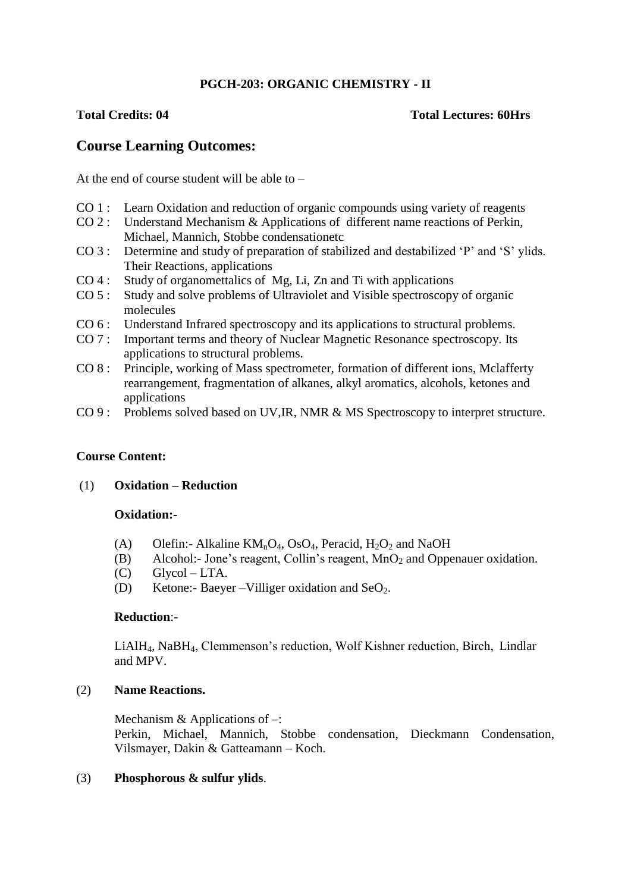**PGCH-203: ORGANIC CHEMISTRY - II**

**Total Credits: 04** **Total Lectures: 60Hrs**

## Course Learning Outcomes:

At the end of course student will be able to –

- CO 1 : Learn Oxidation and reduction of organic compounds using variety of reagents
- CO 2 : Understand Mechanism & Applications of different name reactions of Perkin, Michael, Mannich, Stobbe condensationetc
- CO 3 : Determine and study of preparation of stabilized and destabilized 'P' and 'S' ylids. Their Reactions, applications
- CO 4 : Study of organomettalics of Mg, Li, Zn and Ti with applications
- CO 5 : Study and solve problems of Ultraviolet and Visible spectroscopy of organic molecules
- CO 6 : Understand Infrared spectroscopy and its applications to structural problems.
- CO 7 : Important terms and theory of Nuclear Magnetic Resonance spectroscopy. Its applications to structural problems.
- CO 8 : Principle, working of Mass spectrometer, formation of different ions, Mclafferty rearrangement, fragmentation of alkanes, alkyl aromatics, alcohols, ketones and applications
- CO 9 : Problems solved based on UV,IR, NMR & MS Spectroscopy to interpret structure.

**Course Content:**

(1) **Oxidation – Reduction**

**Oxidation:-**

- (A) Olefin:- Alkaline $KM_nO_4$, $OsO_4$, Peracid, $H_2O_2$ and NaOH
- (B) Alcohol:- Jone's reagent, Collin's reagent, $MnO_2$ and Oppenauer oxidation.
- (C) Glycol – LTA.
- (D) Ketone:- Baeyer –Villiger oxidation and $SeO_2$.

**Reduction**:-

$LiAlH_4$, $NaBH_4$, Clemmenson's reduction, Wolf Kishner reduction, Birch, Lindlar and MPV.

(2) **Name Reactions.**

Mechanism & Applications of –:
Perkin, Michael, Mannich, Stobbe condensation, Dieckmann Condensation, Vilsmayer, Dakin & Gatteamann – Koch.

(3) **Phosphorous & sulfur ylids**.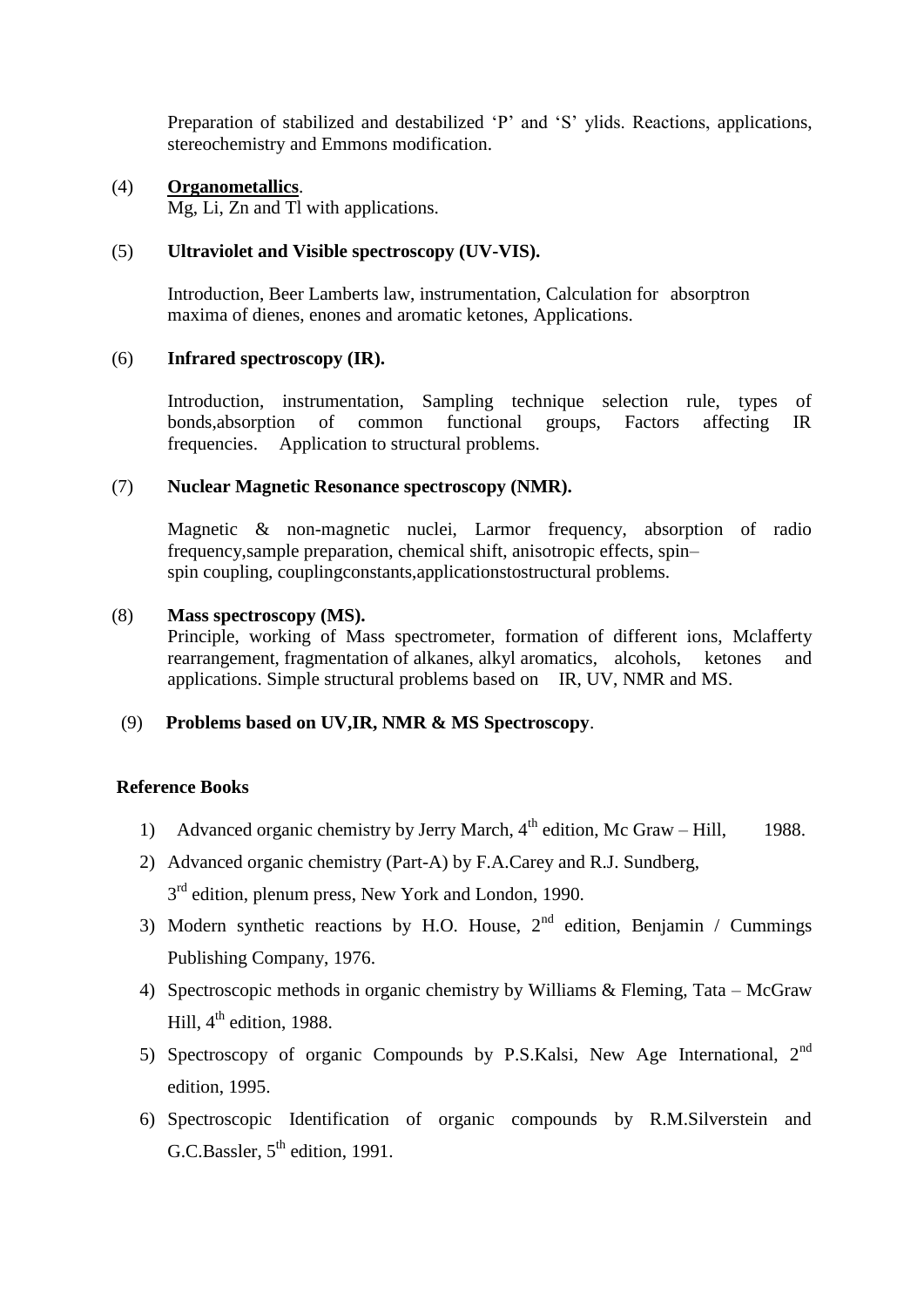Preparation of stabilized and destabilized 'P' and 'S' ylids. Reactions, applications, stereochemistry and Emmons modification.

(4) **Organometallics**.

Mg, Li, Zn and Tl with applications.

(5) **Ultraviolet and Visible spectroscopy (UV-VIS).**

Introduction, Beer Lamberts law, instrumentation, Calculation for absorptron maxima of dienes, enones and aromatic ketones, Applications.

(6) **Infrared spectroscopy (IR).**

Introduction, instrumentation, Sampling technique selection rule, types of bonds,absorption of common functional groups, Factors affecting IR frequencies. Application to structural problems.

(7) **Nuclear Magnetic Resonance spectroscopy (NMR).**

Magnetic & non-magnetic nuclei, Larmor frequency, absorption of radio frequency,sample preparation, chemical shift, anisotropic effects, spin–spin coupling, couplingconstants,applicationstostructural problems.

(8) **Mass spectroscopy (MS).**

Principle, working of Mass spectrometer, formation of different ions, Mclafferty rearrangement, fragmentation of alkanes, alkyl aromatics, alcohols, ketones and applications. Simple structural problems based on IR, UV, NMR and MS.

(9) **Problems based on UV,IR, NMR & MS Spectroscopy**.

**Reference Books**

1) Advanced organic chemistry by Jerry March, 4th edition, Mc Graw – Hill, 1988.
2) Advanced organic chemistry (Part-A) by F.A.Carey and R.J. Sundberg, 3rd edition, plenum press, New York and London, 1990.
3) Modern synthetic reactions by H.O. House, 2nd edition, Benjamin / Cummings Publishing Company, 1976.
4) Spectroscopic methods in organic chemistry by Williams & Fleming, Tata – McGraw Hill, 4th edition, 1988.
5) Spectroscopy of organic Compounds by P.S.Kalsi, New Age International, 2nd edition, 1995.
6) Spectroscopic Identification of organic compounds by R.M.Silverstein and G.C.Bassler, 5th edition, 1991.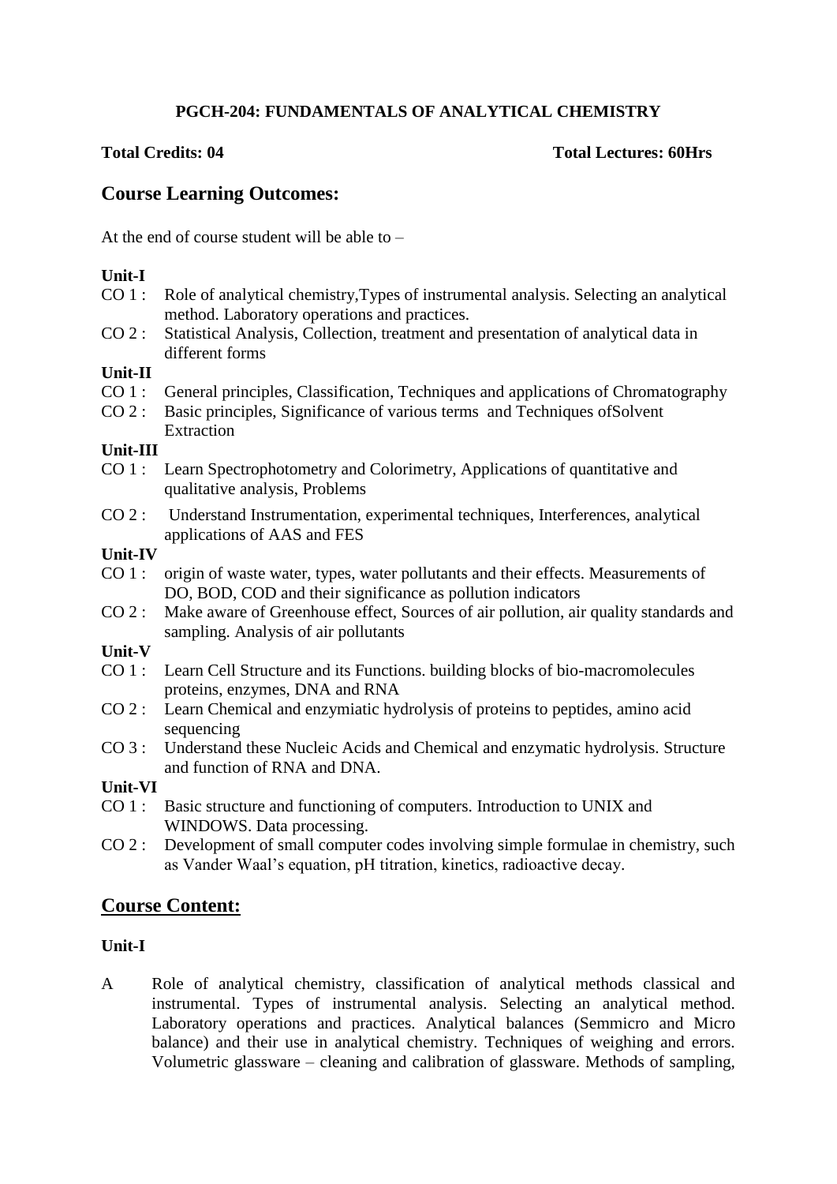**PGCH-204: FUNDAMENTALS OF ANALYTICAL CHEMISTRY**

**Total Credits: 04** **Total Lectures: 60Hrs**

## Course Learning Outcomes:

At the end of course student will be able to –

**Unit-I**

- CO 1 : Role of analytical chemistry,Types of instrumental analysis. Selecting an analytical method. Laboratory operations and practices.
- CO 2 : Statistical Analysis, Collection, treatment and presentation of analytical data in different forms

**Unit-II**

- CO 1 : General principles, Classification, Techniques and applications of Chromatography
- CO 2 : Basic principles, Significance of various terms and Techniques ofSolvent Extraction

**Unit-III**

- CO 1 : Learn Spectrophotometry and Colorimetry, Applications of quantitative and qualitative analysis, Problems
- CO 2 : Understand Instrumentation, experimental techniques, Interferences, analytical applications of AAS and FES

**Unit-IV**

- CO 1 : origin of waste water, types, water pollutants and their effects. Measurements of DO, BOD, COD and their significance as pollution indicators
- CO 2 : Make aware of Greenhouse effect, Sources of air pollution, air quality standards and sampling. Analysis of air pollutants

**Unit-V**

- CO 1 : Learn Cell Structure and its Functions. building blocks of bio-macromolecules proteins, enzymes, DNA and RNA
- CO 2 : Learn Chemical and enzymiatic hydrolysis of proteins to peptides, amino acid sequencing
- CO 3 : Understand these Nucleic Acids and Chemical and enzymatic hydrolysis. Structure and function of RNA and DNA.

**Unit-VI**

- CO 1 : Basic structure and functioning of computers. Introduction to UNIX and WINDOWS. Data processing.
- CO 2 : Development of small computer codes involving simple formulae in chemistry, such as Vander Waal's equation, pH titration, kinetics, radioactive decay.

## Course Content:

**Unit-I**

A Role of analytical chemistry, classification of analytical methods classical and instrumental. Types of instrumental analysis. Selecting an analytical method. Laboratory operations and practices. Analytical balances (Semmicro and Micro balance) and their use in analytical chemistry. Techniques of weighing and errors. Volumetric glassware – cleaning and calibration of glassware. Methods of sampling,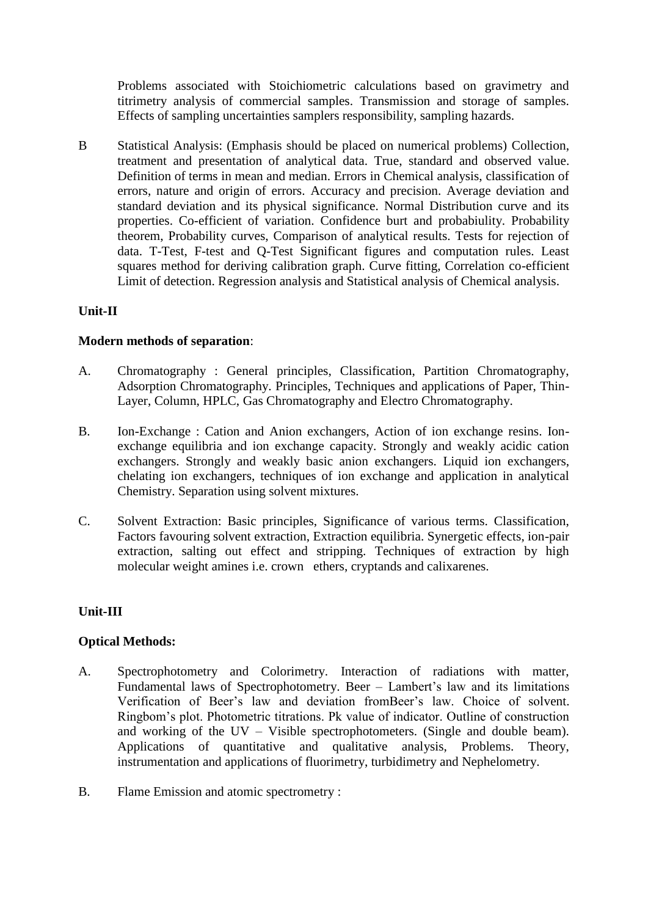Problems associated with Stoichiometric calculations based on gravimetry and titrimetry analysis of commercial samples. Transmission and storage of samples. Effects of sampling uncertainties samplers responsibility, sampling hazards.

B Statistical Analysis: (Emphasis should be placed on numerical problems) Collection, treatment and presentation of analytical data. True, standard and observed value. Definition of terms in mean and median. Errors in Chemical analysis, classification of errors, nature and origin of errors. Accuracy and precision. Average deviation and standard deviation and its physical significance. Normal Distribution curve and its properties. Co-efficient of variation. Confidence burt and probabiulity. Probability theorem, Probability curves, Comparison of analytical results. Tests for rejection of data. T-Test, F-test and Q-Test Significant figures and computation rules. Least squares method for deriving calibration graph. Curve fitting, Correlation co-efficient Limit of detection. Regression analysis and Statistical analysis of Chemical analysis.

**Unit-II**

**Modern methods of separation**:

A. Chromatography : General principles, Classification, Partition Chromatography, Adsorption Chromatography. Principles, Techniques and applications of Paper, Thin-Layer, Column, HPLC, Gas Chromatography and Electro Chromatography.

B. Ion-Exchange : Cation and Anion exchangers, Action of ion exchange resins. Ion-exchange equilibria and ion exchange capacity. Strongly and weakly acidic cation exchangers. Strongly and weakly basic anion exchangers. Liquid ion exchangers, chelating ion exchangers, techniques of ion exchange and application in analytical Chemistry. Separation using solvent mixtures.

C. Solvent Extraction: Basic principles, Significance of various terms. Classification, Factors favouring solvent extraction, Extraction equilibria. Synergetic effects, ion-pair extraction, salting out effect and stripping. Techniques of extraction by high molecular weight amines i.e. crown ethers, cryptands and calixarenes.

**Unit-III**

**Optical Methods:**

A. Spectrophotometry and Colorimetry. Interaction of radiations with matter, Fundamental laws of Spectrophotometry. Beer – Lambert's law and its limitations Verification of Beer's law and deviation fromBeer's law. Choice of solvent. Ringbom's plot. Photometric titrations. Pk value of indicator. Outline of construction and working of the UV – Visible spectrophotometers. (Single and double beam). Applications of quantitative and qualitative analysis, Problems. Theory, instrumentation and applications of fluorimetry, turbidimetry and Nephelometry.

B. Flame Emission and atomic spectrometry :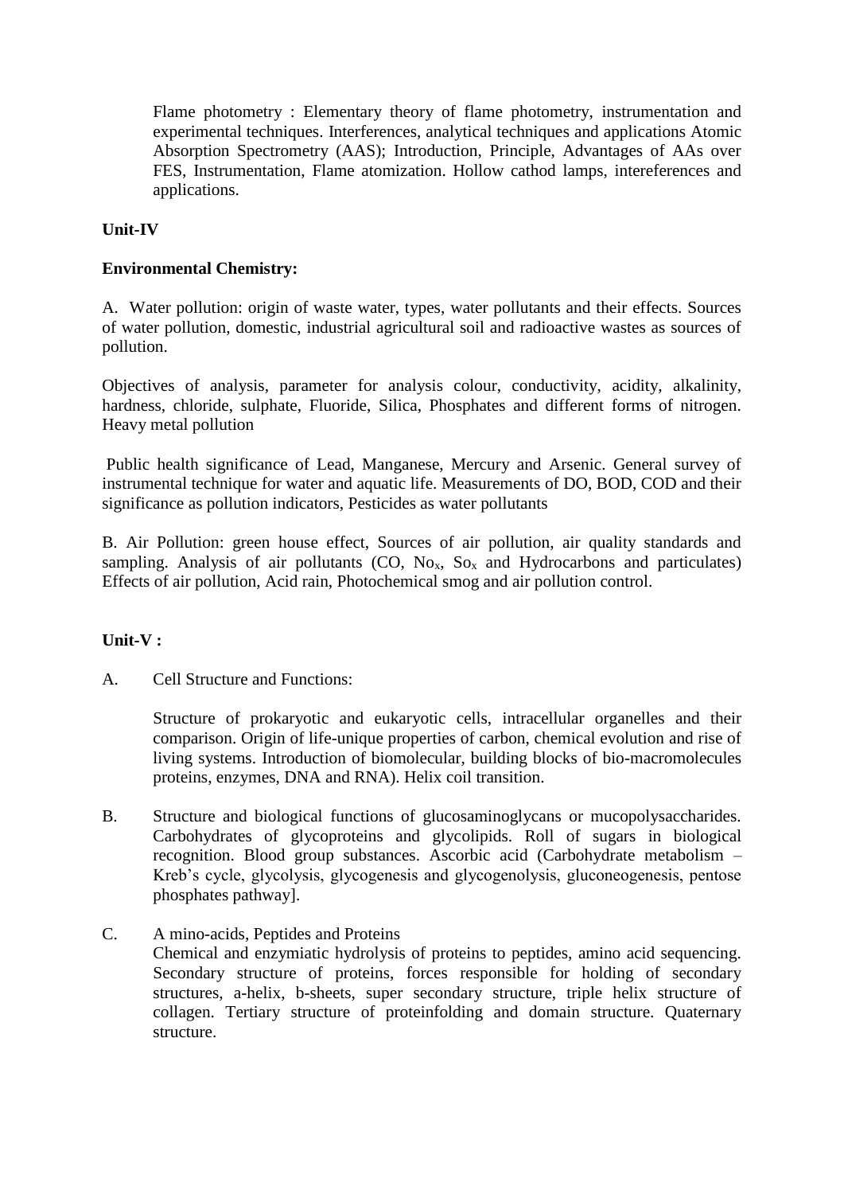Flame photometry : Elementary theory of flame photometry, instrumentation and experimental techniques. Interferences, analytical techniques and applications Atomic Absorption Spectrometry (AAS); Introduction, Principle, Advantages of AAs over FES, Instrumentation, Flame atomization. Hollow cathod lamps, intereferences and applications.

**Unit-IV**

**Environmental Chemistry:**

A. Water pollution: origin of waste water, types, water pollutants and their effects. Sources of water pollution, domestic, industrial agricultural soil and radioactive wastes as sources of pollution.

Objectives of analysis, parameter for analysis colour, conductivity, acidity, alkalinity, hardness, chloride, sulphate, Fluoride, Silica, Phosphates and different forms of nitrogen. Heavy metal pollution

Public health significance of Lead, Manganese, Mercury and Arsenic. General survey of instrumental technique for water and aquatic life. Measurements of DO, BOD, COD and their significance as pollution indicators, Pesticides as water pollutants

B. Air Pollution: green house effect, Sources of air pollution, air quality standards and sampling. Analysis of air pollutants (CO, $No_x$, $So_x$ and Hydrocarbons and particulates) Effects of air pollution, Acid rain, Photochemical smog and air pollution control.

**Unit-V :**

A. Cell Structure and Functions:

Structure of prokaryotic and eukaryotic cells, intracellular organelles and their comparison. Origin of life-unique properties of carbon, chemical evolution and rise of living systems. Introduction of biomolecular, building blocks of bio-macromolecules proteins, enzymes, DNA and RNA). Helix coil transition.

B. Structure and biological functions of glucosaminoglycans or mucopolysaccharides. Carbohydrates of glycoproteins and glycolipids. Roll of sugars in biological recognition. Blood group substances. Ascorbic acid (Carbohydrate metabolism – Kreb's cycle, glycolysis, glycogenesis and glycogenolysis, gluconeogenesis, pentose phosphates pathway].

C. A mino-acids, Peptides and Proteins

Chemical and enzymiatic hydrolysis of proteins to peptides, amino acid sequencing. Secondary structure of proteins, forces responsible for holding of secondary structures, a-helix, b-sheets, super secondary structure, triple helix structure of collagen. Tertiary structure of proteinfolding and domain structure. Quaternary structure.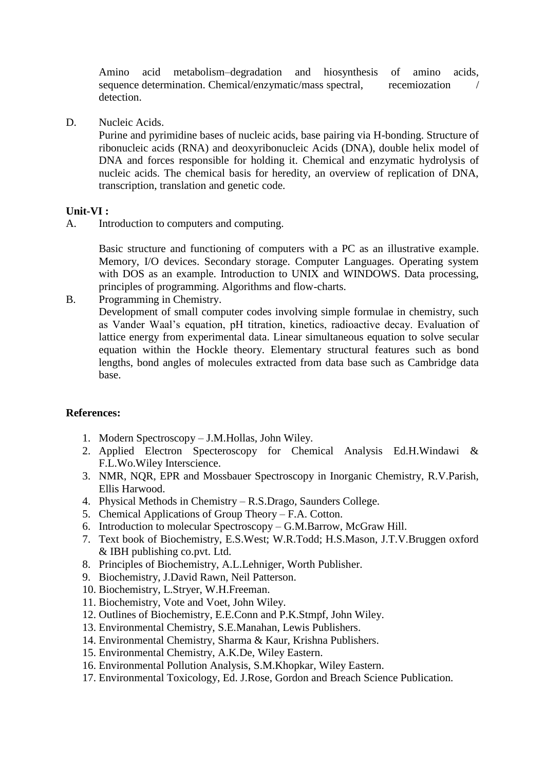Amino acid metabolism–degradation and hiosynthesis of amino acids, sequence determination. Chemical/enzymatic/mass spectral, recemiozation / detection.

D. Nucleic Acids.

Purine and pyrimidine bases of nucleic acids, base pairing via H-bonding. Structure of ribonucleic acids (RNA) and deoxyribonucleic Acids (DNA), double helix model of DNA and forces responsible for holding it. Chemical and enzymatic hydrolysis of nucleic acids. The chemical basis for heredity, an overview of replication of DNA, transcription, translation and genetic code.

**Unit-VI :**

A. Introduction to computers and computing.

Basic structure and functioning of computers with a PC as an illustrative example. Memory, I/O devices. Secondary storage. Computer Languages. Operating system with DOS as an example. Introduction to UNIX and WINDOWS. Data processing, principles of programming. Algorithms and flow-charts.

B. Programming in Chemistry.

Development of small computer codes involving simple formulae in chemistry, such as Vander Waal's equation, pH titration, kinetics, radioactive decay. Evaluation of lattice energy from experimental data. Linear simultaneous equation to solve secular equation within the Hockle theory. Elementary structural features such as bond lengths, bond angles of molecules extracted from data base such as Cambridge data base.

**References:**

1. Modern Spectroscopy – J.M.Hollas, John Wiley.
2. Applied Electron Specteroscopy for Chemical Analysis Ed.H.Windawi & F.L.Wo.Wiley Interscience.
3. NMR, NQR, EPR and Mossbauer Spectroscopy in Inorganic Chemistry, R.V.Parish, Ellis Harwood.
4. Physical Methods in Chemistry – R.S.Drago, Saunders College.
5. Chemical Applications of Group Theory – F.A. Cotton.
6. Introduction to molecular Spectroscopy – G.M.Barrow, McGraw Hill.
7. Text book of Biochemistry, E.S.West; W.R.Todd; H.S.Mason, J.T.V.Bruggen oxford & IBH publishing co.pvt. Ltd.
8. Principles of Biochemistry, A.L.Lehniger, Worth Publisher.
9. Biochemistry, J.David Rawn, Neil Patterson.
10. Biochemistry, L.Stryer, W.H.Freeman.
11. Biochemistry, Vote and Voet, John Wiley.
12. Outlines of Biochemistry, E.E.Conn and P.K.Stmpf, John Wiley.
13. Environmental Chemistry, S.E.Manahan, Lewis Publishers.
14. Environmental Chemistry, Sharma & Kaur, Krishna Publishers.
15. Environmental Chemistry, A.K.De, Wiley Eastern.
16. Environmental Pollution Analysis, S.M.Khopkar, Wiley Eastern.
17. Environmental Toxicology, Ed. J.Rose, Gordon and Breach Science Publication.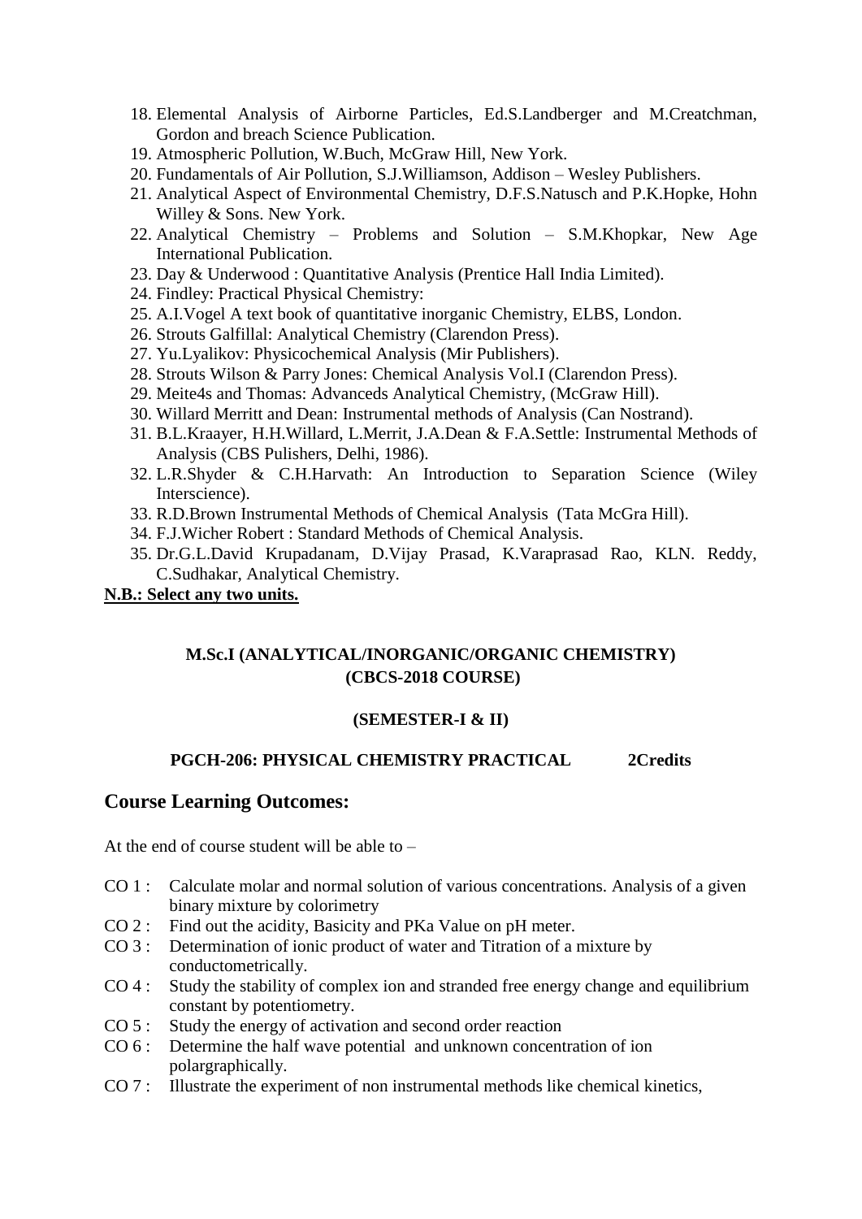18. Elemental Analysis of Airborne Particles, Ed.S.Landberger and M.Creatchman, Gordon and breach Science Publication.
19. Atmospheric Pollution, W.Buch, McGraw Hill, New York.
20. Fundamentals of Air Pollution, S.J.Williamson, Addison – Wesley Publishers.
21. Analytical Aspect of Environmental Chemistry, D.F.S.Natusch and P.K.Hopke, Hohn Willey & Sons. New York.
22. Analytical Chemistry – Problems and Solution – S.M.Khopkar, New Age International Publication.
23. Day & Underwood : Quantitative Analysis (Prentice Hall India Limited).
24. Findley: Practical Physical Chemistry:
25. A.I.Vogel A text book of quantitative inorganic Chemistry, ELBS, London.
26. Strouts Galfillal: Analytical Chemistry (Clarendon Press).
27. Yu.Lyalikov: Physicochemical Analysis (Mir Publishers).
28. Strouts Wilson & Parry Jones: Chemical Analysis Vol.I (Clarendon Press).
29. Meite4s and Thomas: Advanceds Analytical Chemistry, (McGraw Hill).
30. Willard Merritt and Dean: Instrumental methods of Analysis (Can Nostrand).
31. B.L.Kraayer, H.H.Willard, L.Merrit, J.A.Dean & F.A.Settle: Instrumental Methods of Analysis (CBS Pulishers, Delhi, 1986).
32. L.R.Shyder & C.H.Harvath: An Introduction to Separation Science (Wiley Interscience).
33. R.D.Brown Instrumental Methods of Chemical Analysis (Tata McGra Hill).
34. F.J.Wicher Robert : Standard Methods of Chemical Analysis.
35. Dr.G.L.David Krupadanam, D.Vijay Prasad, K.Varaprasad Rao, KLN. Reddy, C.Sudhakar, Analytical Chemistry.

**N.B.: Select any two units.**

**M.Sc.I (ANALYTICAL/INORGANIC/ORGANIC CHEMISTRY)**
**(CBCS-2018 COURSE)**

**(SEMESTER-I & II)**

**PGCH-206: PHYSICAL CHEMISTRY PRACTICAL 2Credits**

## Course Learning Outcomes:

At the end of course student will be able to –

- CO 1 : Calculate molar and normal solution of various concentrations. Analysis of a given binary mixture by colorimetry
- CO 2 : Find out the acidity, Basicity and PKa Value on pH meter.
- CO 3 : Determination of ionic product of water and Titration of a mixture by conductometrically.
- CO 4 : Study the stability of complex ion and stranded free energy change and equilibrium constant by potentiometry.
- CO 5 : Study the energy of activation and second order reaction
- CO 6 : Determine the half wave potential and unknown concentration of ion polargraphically.
- CO 7 : Illustrate the experiment of non instrumental methods like chemical kinetics,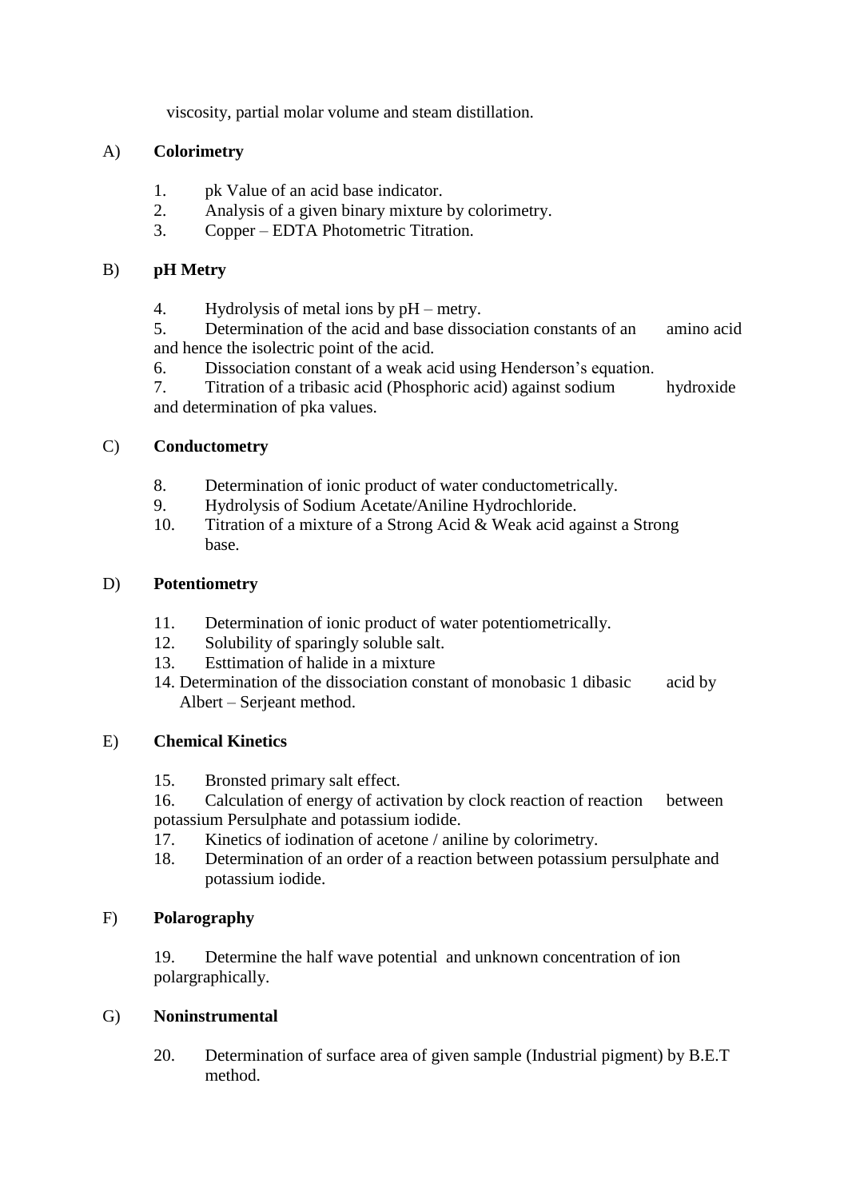viscosity, partial molar volume and steam distillation.

A) **Colorimetry**

1. pk Value of an acid base indicator.
2. Analysis of a given binary mixture by colorimetry.
3. Copper – EDTA Photometric Titration.

B) **pH Metry**

4. Hydrolysis of metal ions by pH – metry.
5. Determination of the acid and base dissociation constants of an amino acid and hence the isolectric point of the acid.
6. Dissociation constant of a weak acid using Henderson's equation.
7. Titration of a tribasic acid (Phosphoric acid) against sodium hydroxide and determination of pka values.

C) **Conductometry**

8. Determination of ionic product of water conductometrically.
9. Hydrolysis of Sodium Acetate/Aniline Hydrochloride.
10. Titration of a mixture of a Strong Acid & Weak acid against a Strong base.

D) **Potentiometry**

11. Determination of ionic product of water potentiometrically.
12. Solubility of sparingly soluble salt.
13. Esttimation of halide in a mixture
14. Determination of the dissociation constant of monobasic 1 dibasic acid by Albert – Serjeant method.

E) **Chemical Kinetics**

15. Bronsted primary salt effect.
16. Calculation of energy of activation by clock reaction of reaction between potassium Persulphate and potassium iodide.
17. Kinetics of iodination of acetone / aniline by colorimetry.
18. Determination of an order of a reaction between potassium persulphate and potassium iodide.

F) **Polarography**

19. Determine the half wave potential and unknown concentration of ion polargraphically.

G) **Noninstrumental**

20. Determination of surface area of given sample (Industrial pigment) by B.E.T method.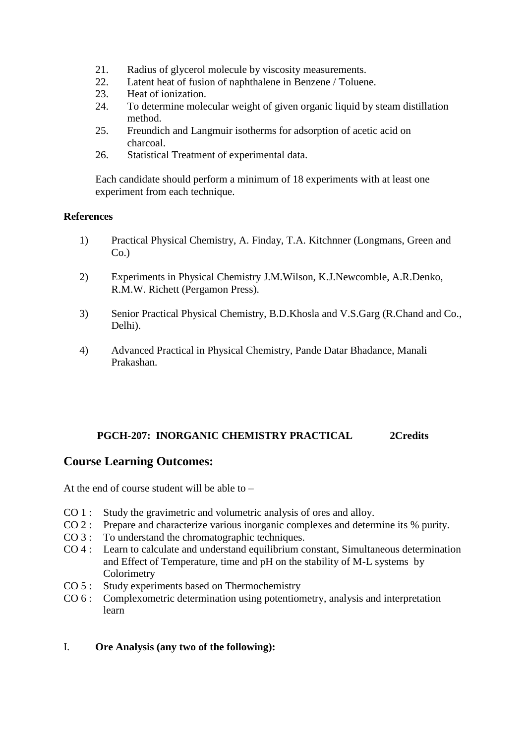21. Radius of glycerol molecule by viscosity measurements.
22. Latent heat of fusion of naphthalene in Benzene / Toluene.
23. Heat of ionization.
24. To determine molecular weight of given organic liquid by steam distillation method.
25. Freundich and Langmuir isotherms for adsorption of acetic acid on charcoal.
26. Statistical Treatment of experimental data.

Each candidate should perform a minimum of 18 experiments with at least one experiment from each technique.

**References**

1) Practical Physical Chemistry, A. Finday, T.A. Kitchnner (Longmans, Green and Co.)

2) Experiments in Physical Chemistry J.M.Wilson, K.J.Newcomble, A.R.Denko, R.M.W. Richett (Pergamon Press).

3) Senior Practical Physical Chemistry, B.D.Khosla and V.S.Garg (R.Chand and Co., Delhi).

4) Advanced Practical in Physical Chemistry, Pande Datar Bhadance, Manali Prakashan.

**PGCH-207: INORGANIC CHEMISTRY PRACTICAL 2Credits**

## Course Learning Outcomes:

At the end of course student will be able to –

- CO 1 : Study the gravimetric and volumetric analysis of ores and alloy.
- CO 2 : Prepare and characterize various inorganic complexes and determine its % purity.
- CO 3 : To understand the chromatographic techniques.
- CO 4 : Learn to calculate and understand equilibrium constant, Simultaneous determination and Effect of Temperature, time and pH on the stability of M-L systems by Colorimetry
- CO 5 : Study experiments based on Thermochemistry
- CO 6 : Complexometric determination using potentiometry, analysis and interpretation learn

I. **Ore Analysis (any two of the following):**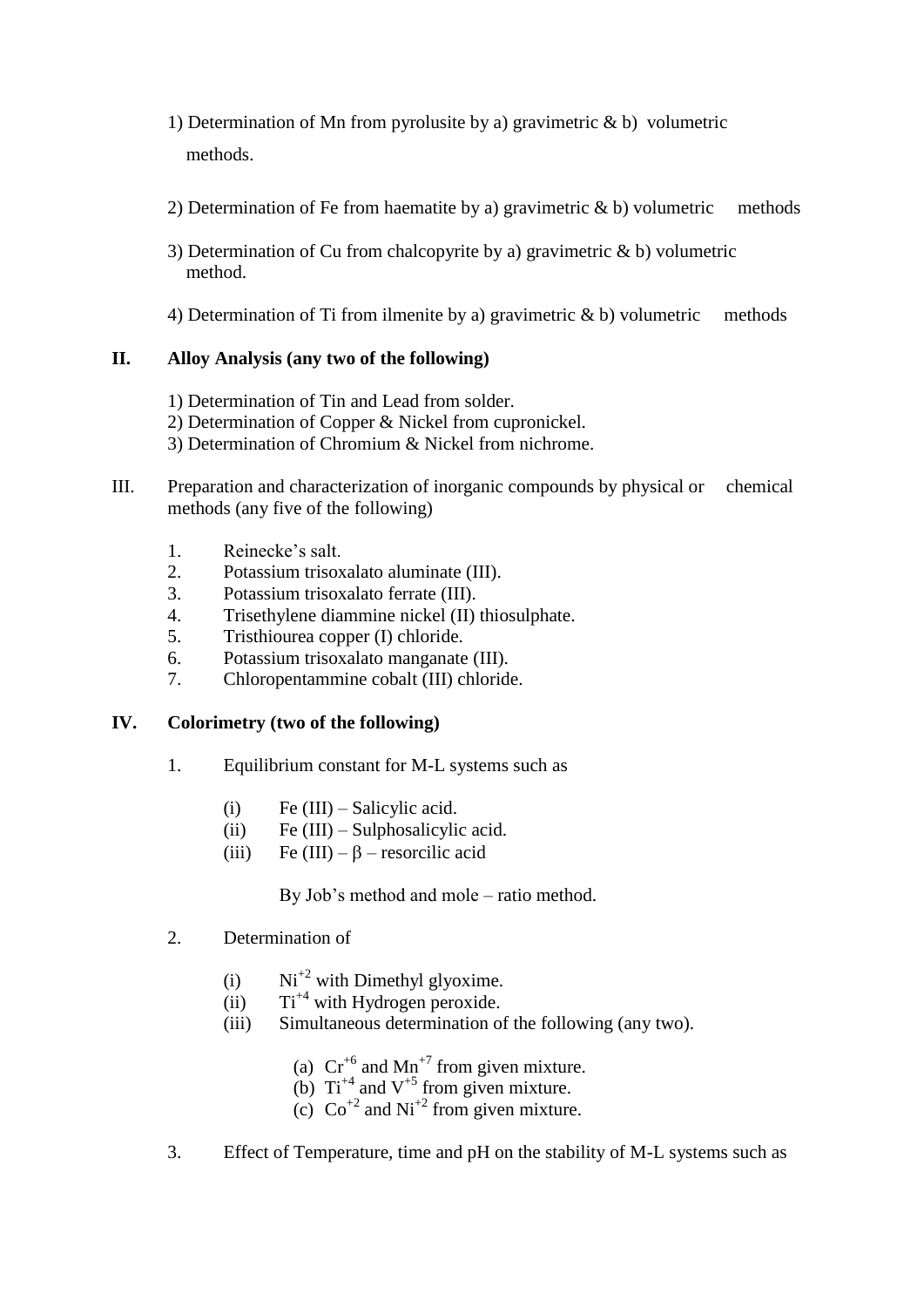1) Determination of Mn from pyrolusite by a) gravimetric & b) volumetric methods.

2) Determination of Fe from haematite by a) gravimetric & b) volumetric methods

3) Determination of Cu from chalcopyrite by a) gravimetric & b) volumetric method.

4) Determination of Ti from ilmenite by a) gravimetric & b) volumetric methods

**II. Alloy Analysis (any two of the following)**

1) Determination of Tin and Lead from solder.
2) Determination of Copper & Nickel from cupronickel.
3) Determination of Chromium & Nickel from nichrome.

III. Preparation and characterization of inorganic compounds by physical or chemical methods (any five of the following)

1. Reinecke's salt.
2. Potassium trisoxalato aluminate (III).
3. Potassium trisoxalato ferrate (III).
4. Trisethylene diammine nickel (II) thiosulphate.
5. Tristhiourea copper (I) chloride.
6. Potassium trisoxalato manganate (III).
7. Chloropentammine cobalt (III) chloride.

**IV. Colorimetry (two of the following)**

1. Equilibrium constant for M-L systems such as

    (i) Fe (III) – Salicylic acid.
    (ii) Fe (III) – Sulphosalicylic acid.
    (iii) Fe (III) – β – resorcilic acid

    By Job's method and mole – ratio method.

2. Determination of

    (i) $Ni^{+2}$ with Dimethyl glyoxime.
    (ii) $Ti^{+4}$ with Hydrogen peroxide.
    (iii) Simultaneous determination of the following (any two).

        (a) $Cr^{+6}$ and $Mn^{+7}$ from given mixture.
        (b) $Ti^{+4}$ and $V^{+5}$ from given mixture.
        (c) $Co^{+2}$ and $Ni^{+2}$ from given mixture.

3. Effect of Temperature, time and pH on the stability of M-L systems such as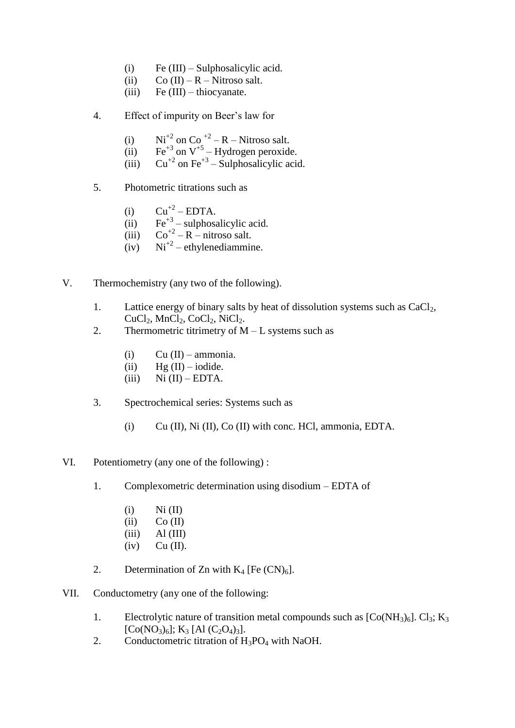(i) Fe (III) – Sulphosalicylic acid.
(ii) Co (II) – R – Nitroso salt.
(iii) Fe (III) – thiocyanate.

4. Effect of impurity on Beer's law for

(i) $Ni^{+2}$ on $Co^{+2}$ – R – Nitroso salt.
(ii) $Fe^{+3}$ on $V^{+5}$ – Hydrogen peroxide.
(iii) $Cu^{+2}$ on $Fe^{+3}$ – Sulphosalicylic acid.

5. Photometric titrations such as

(i) $Cu^{+2}$ – EDTA.
(ii) $Fe^{+3}$ – sulphosalicylic acid.
(iii) $Co^{+2}$ – R – nitroso salt.
(iv) $Ni^{+2}$ – ethylenediammine.

V. Thermochemistry (any two of the following).

1. Lattice energy of binary salts by heat of dissolution systems such as $CaCl_2$, $CuCl_2$, $MnCl_2$, $CoCl_2$, $NiCl_2$.
2. Thermometric titrimetry of M – L systems such as

(i) Cu (II) – ammonia.
(ii) Hg (II) – iodide.
(iii) Ni (II) – EDTA.

3. Spectrochemical series: Systems such as

(i) Cu (II), Ni (II), Co (II) with conc. HCl, ammonia, EDTA.

VI. Potentiometry (any one of the following) :

1. Complexometric determination using disodium – EDTA of

(i) Ni (II)
(ii) Co (II)
(iii) Al (III)
(iv) Cu (II).

2. Determination of Zn with $K_4[Fe(CN)_6]$.

VII. Conductometry (any one of the following:

1. Electrolytic nature of transition metal compounds such as $[Co(NH_3)_6].Cl_3$; $K_3[Co(NO_3)_6]$; $K_3[Al(C_2O_4)_3]$.
2. Conductometric titration of $H_3PO_4$ with NaOH.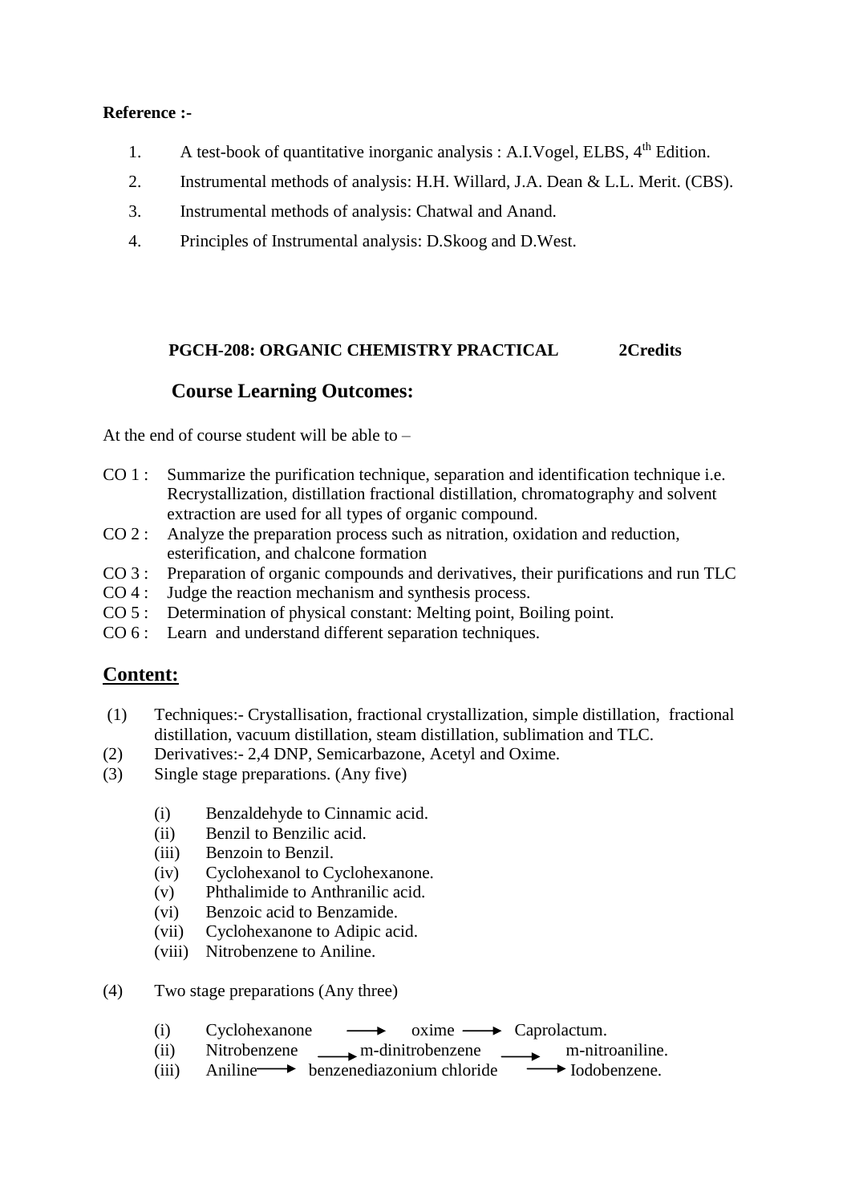**Reference :-**

1. A test-book of quantitative inorganic analysis : A.I.Vogel, ELBS, 4th Edition.
2. Instrumental methods of analysis: H.H. Willard, J.A. Dean & L.L. Merit. (CBS).
3. Instrumental methods of analysis: Chatwal and Anand.
4. Principles of Instrumental analysis: D.Skoog and D.West.

**PGCH-208: ORGANIC CHEMISTRY PRACTICAL 2Credits**

## Course Learning Outcomes:

At the end of course student will be able to –

CO 1 : Summarize the purification technique, separation and identification technique i.e. Recrystallization, distillation fractional distillation, chromatography and solvent extraction are used for all types of organic compound.
CO 2 : Analyze the preparation process such as nitration, oxidation and reduction, esterification, and chalcone formation
CO 3 : Preparation of organic compounds and derivatives, their purifications and run TLC
CO 4 : Judge the reaction mechanism and synthesis process.
CO 5 : Determination of physical constant: Melting point, Boiling point.
CO 6 : Learn and understand different separation techniques.

## Content:

(1) Techniques:- Crystallisation, fractional crystallization, simple distillation, fractional distillation, vacuum distillation, steam distillation, sublimation and TLC.
(2) Derivatives:- 2,4 DNP, Semicarbazone, Acetyl and Oxime.
(3) Single stage preparations. (Any five)

   (i) Benzaldehyde to Cinnamic acid.
   (ii) Benzil to Benzilic acid.
   (iii) Benzoin to Benzil.
   (iv) Cyclohexanol to Cyclohexanone.
   (v) Phthalimide to Anthranilic acid.
   (vi) Benzoic acid to Benzamide.
   (vii) Cyclohexanone to Adipic acid.
   (viii) Nitrobenzene to Aniline.

(4) Two stage preparations (Any three)

   (i) Cyclohexanone ⟶ oxime ⟶ Caprolactum.
   (ii) Nitrobenzene ⟶ m-dinitrobenzene ⟶ m-nitroaniline.
   (iii) Aniline ⟶ benzenediazonium chloride ⟶ Iodobenzene.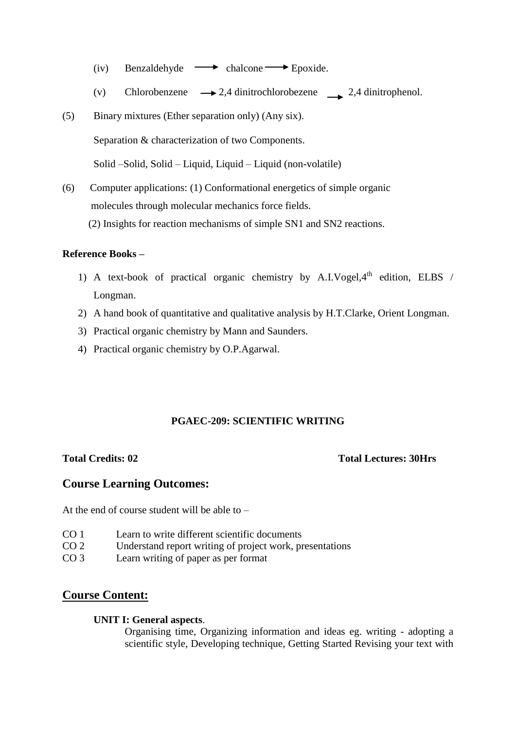(iv) Benzaldehyde → chalcone → Epoxide.

(v) Chlorobenzene → 2,4 dinitrochlorobezene → 2,4 dinitrophenol.

(5) Binary mixtures (Ether separation only) (Any six).

Separation & characterization of two Components.

Solid –Solid, Solid – Liquid, Liquid – Liquid (non-volatile)

(6) Computer applications: (1) Conformational energetics of simple organic molecules through molecular mechanics force fields.

(2) Insights for reaction mechanisms of simple SN1 and SN2 reactions.

**Reference Books –**

1) A text-book of practical organic chemistry by A.I.Vogel,4th edition, ELBS / Longman.
2) A hand book of quantitative and qualitative analysis by H.T.Clarke, Orient Longman.
3) Practical organic chemistry by Mann and Saunders.
4) Practical organic chemistry by O.P.Agarwal.

**PGAEC-209: SCIENTIFIC WRITING**

**Total Credits: 02** **Total Lectures: 30Hrs**

## Course Learning Outcomes:

At the end of course student will be able to –

CO 1 Learn to write different scientific documents
CO 2 Understand report writing of project work, presentations
CO 3 Learn writing of paper as per format

## Course Content:

**UNIT I: General aspects**.

Organising time, Organizing information and ideas eg. writing - adopting a scientific style, Developing technique, Getting Started Revising your text with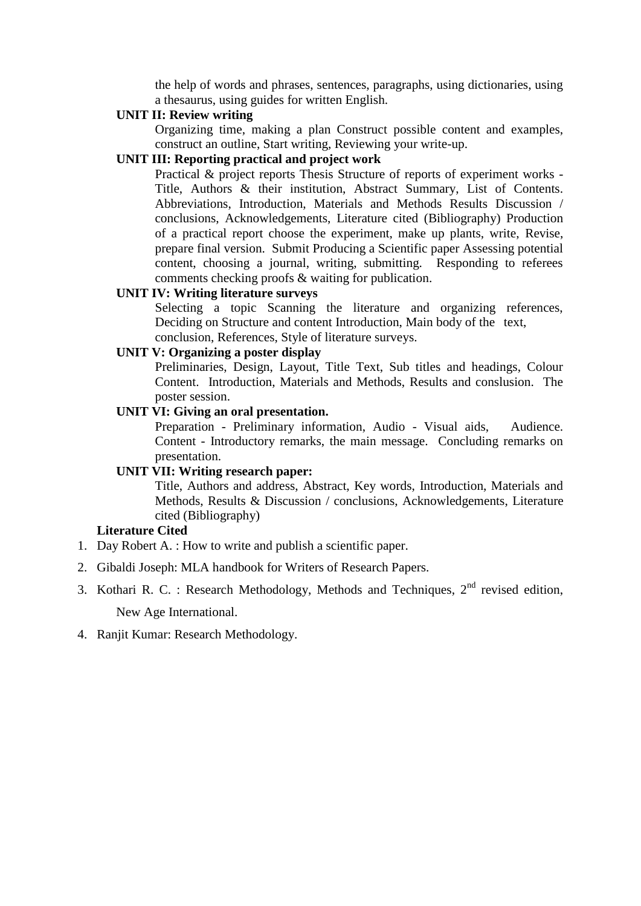the help of words and phrases, sentences, paragraphs, using dictionaries, using a thesaurus, using guides for written English.

**UNIT II: Review writing**

Organizing time, making a plan Construct possible content and examples, construct an outline, Start writing, Reviewing your write-up.

**UNIT III: Reporting practical and project work**

Practical & project reports Thesis Structure of reports of experiment works - Title, Authors & their institution, Abstract Summary, List of Contents. Abbreviations, Introduction, Materials and Methods Results Discussion / conclusions, Acknowledgements, Literature cited (Bibliography) Production of a practical report choose the experiment, make up plants, write, Revise, prepare final version. Submit Producing a Scientific paper Assessing potential content, choosing a journal, writing, submitting. Responding to referees comments checking proofs & waiting for publication.

**UNIT IV: Writing literature surveys**

Selecting a topic Scanning the literature and organizing references, Deciding on Structure and content Introduction, Main body of the text, conclusion, References, Style of literature surveys.

**UNIT V: Organizing a poster display**

Preliminaries, Design, Layout, Title Text, Sub titles and headings, Colour Content. Introduction, Materials and Methods, Results and conslusion. The poster session.

**UNIT VI: Giving an oral presentation.**

Preparation - Preliminary information, Audio - Visual aids, Audience. Content - Introductory remarks, the main message. Concluding remarks on presentation.

**UNIT VII: Writing research paper:**

Title, Authors and address, Abstract, Key words, Introduction, Materials and Methods, Results & Discussion / conclusions, Acknowledgements, Literature cited (Bibliography)

**Literature Cited**

1. Day Robert A. : How to write and publish a scientific paper.
2. Gibaldi Joseph: MLA handbook for Writers of Research Papers.
3. Kothari R. C. : Research Methodology, Methods and Techniques, 2nd revised edition, New Age International.
4. Ranjit Kumar: Research Methodology.